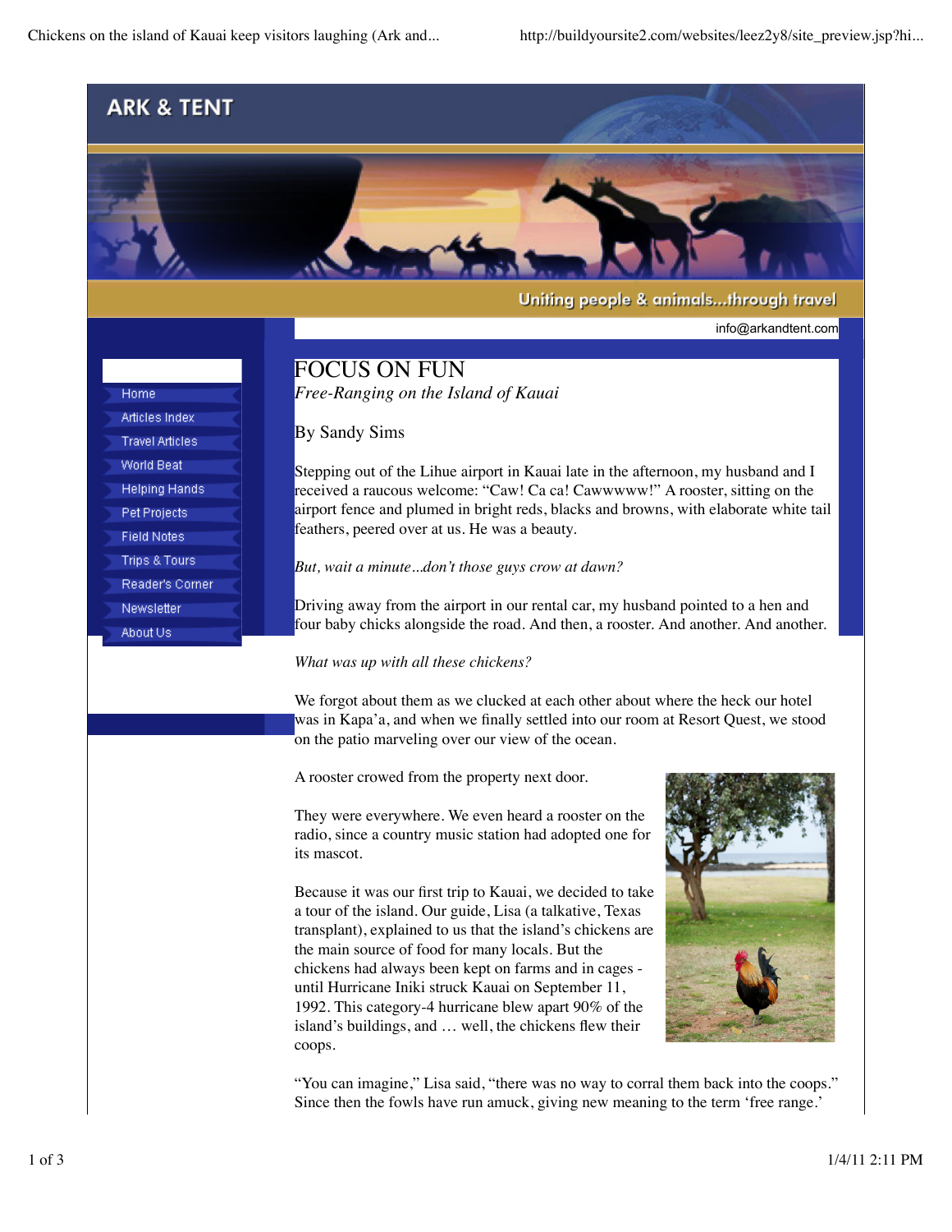# ARK & TENT

Uniting people & animals...through travel

info@arkandtent.com

- Home
- Articles Index
- Travel Articles
- World Beat
- Helping Hands
- Pet Projects
- Field Notes
- Trips & Tours
- Reader's Corner
- Newsletter
- About Us

## FOCUS ON FUN

*Free-Ranging on the Island of Kauai*

By Sandy Sims

Stepping out of the Lihue airport in Kauai late in the afternoon, my husband and I received a raucous welcome: "Caw! Ca ca! Cawwwwww!" A rooster, sitting on the airport fence and plumed in bright reds, blacks and browns, with elaborate white tail feathers, peered over at us. He was a beauty.

*But, wait a minute…don't those guys crow at dawn?*

Driving away from the airport in our rental car, my husband pointed to a hen and four baby chicks alongside the road. And then, a rooster. And another. And another.

*What was up with all these chickens?*

We forgot about them as we clucked at each other about where the heck our hotel was in Kapa'a, and when we finally settled into our room at Resort Quest, we stood on the patio marveling over our view of the ocean.

A rooster crowed from the property next door.

They were everywhere. We even heard a rooster on the radio, since a country music station had adopted one for its mascot.

Because it was our first trip to Kauai, we decided to take a tour of the island. Our guide, Lisa (a talkative, Texas transplant), explained to us that the island's chickens are the main source of food for many locals. But the chickens had always been kept on farms and in cages - until Hurricane Iniki struck Kauai on September 11, 1992. This category-4 hurricane blew apart 90% of the island's buildings, and … well, the chickens flew their coops.

"You can imagine," Lisa said, "there was no way to corral them back into the coops." Since then the fowls have run amuck, giving new meaning to the term 'free range.'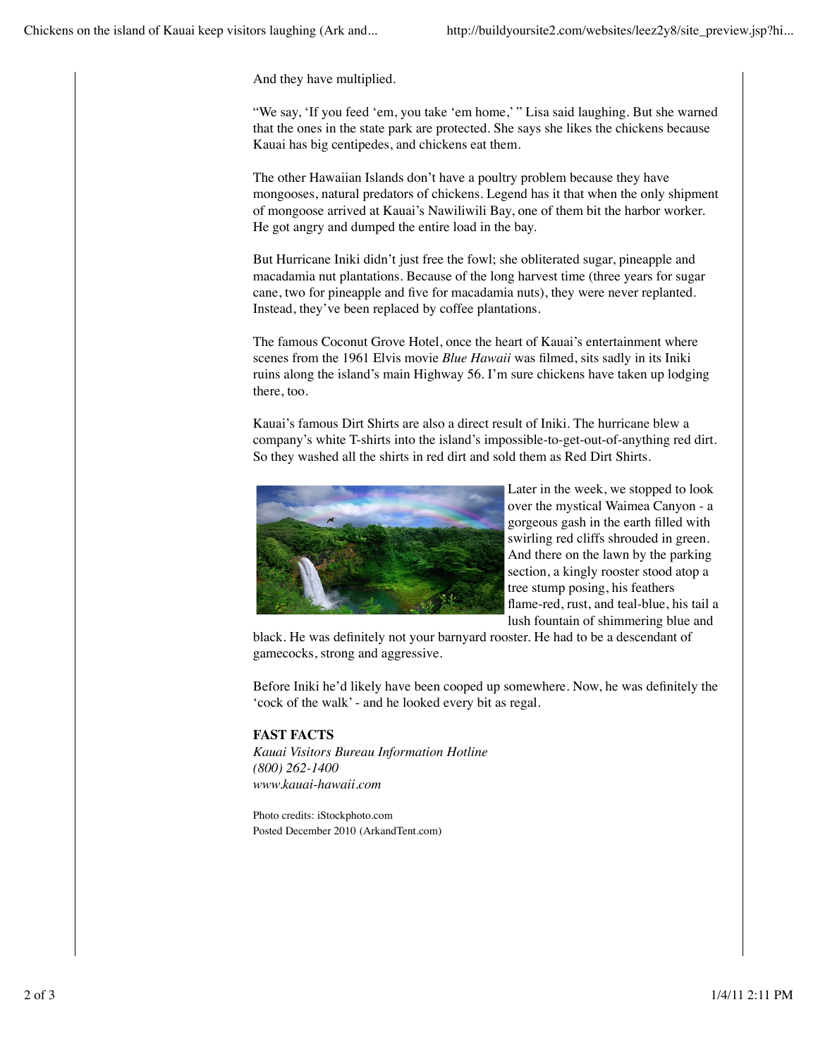And they have multiplied.

“We say, ‘If you feed ‘em, you take ‘em home,’ ” Lisa said laughing. But she warned that the ones in the state park are protected. She says she likes the chickens because Kauai has big centipedes, and chickens eat them.

The other Hawaiian Islands don’t have a poultry problem because they have mongooses, natural predators of chickens. Legend has it that when the only shipment of mongoose arrived at Kauai’s Nawiliwili Bay, one of them bit the harbor worker. He got angry and dumped the entire load in the bay.

But Hurricane Iniki didn’t just free the fowl; she obliterated sugar, pineapple and macadamia nut plantations. Because of the long harvest time (three years for sugar cane, two for pineapple and five for macadamia nuts), they were never replanted. Instead, they’ve been replaced by coffee plantations.

The famous Coconut Grove Hotel, once the heart of Kauai’s entertainment where scenes from the 1961 Elvis movie *Blue Hawaii* was filmed, sits sadly in its Iniki ruins along the island’s main Highway 56. I’m sure chickens have taken up lodging there, too.

Kauai’s famous Dirt Shirts are also a direct result of Iniki. The hurricane blew a company’s white T-shirts into the island’s impossible-to-get-out-of-anything red dirt. So they washed all the shirts in red dirt and sold them as Red Dirt Shirts.

Later in the week, we stopped to look over the mystical Waimea Canyon - a gorgeous gash in the earth filled with swirling red cliffs shrouded in green. And there on the lawn by the parking section, a kingly rooster stood atop a tree stump posing, his feathers flame-red, rust, and teal-blue, his tail a lush fountain of shimmering blue and black. He was definitely not your barnyard rooster. He had to be a descendant of gamecocks, strong and aggressive.

Before Iniki he’d likely have been cooped up somewhere. Now, he was definitely the ‘cock of the walk’ - and he looked every bit as regal.

**FAST FACTS**
*Kauai Visitors Bureau Information Hotline*
*(800) 262-1400*
*www.kauai-hawaii.com*

Photo credits: iStockphoto.com
Posted December 2010 (ArkandTent.com)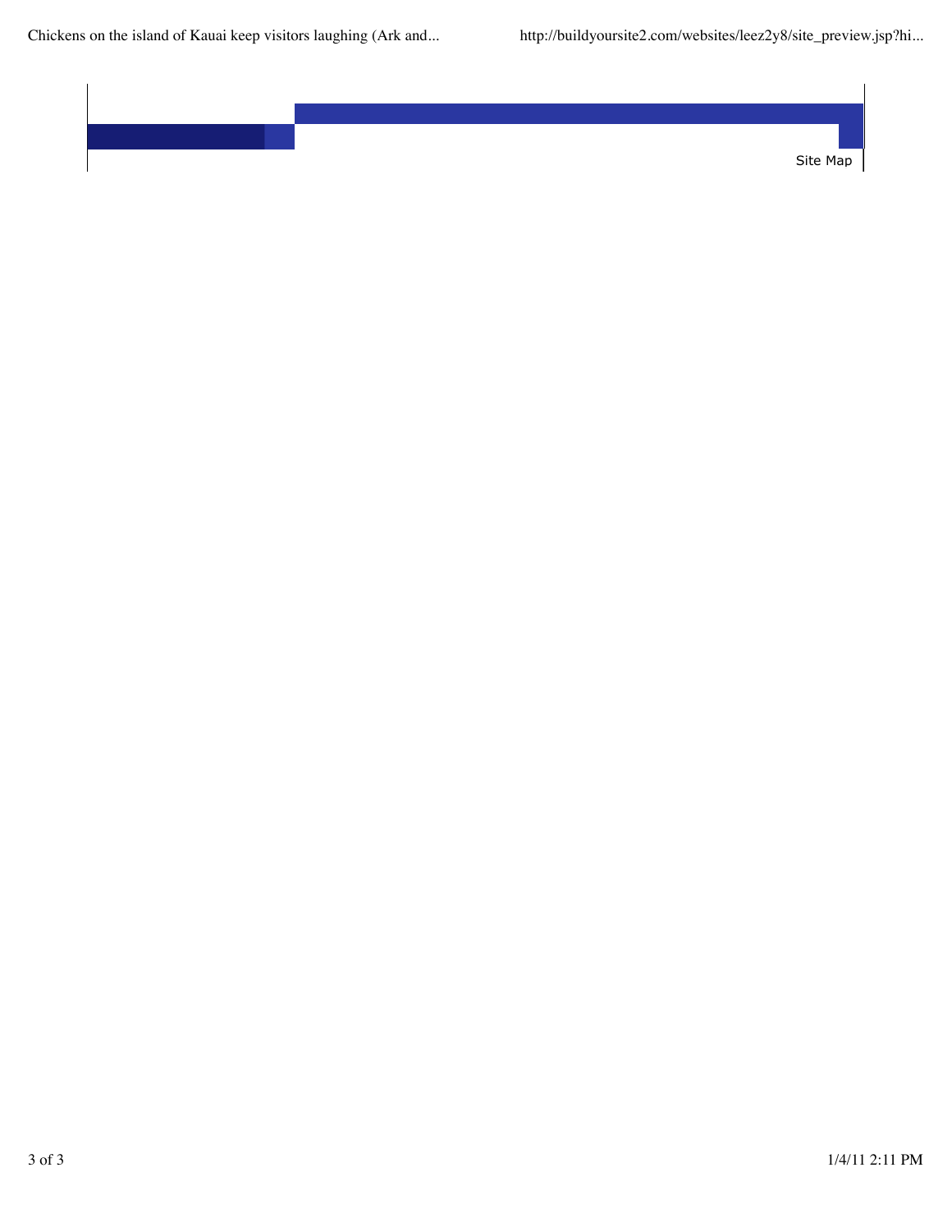Site Map